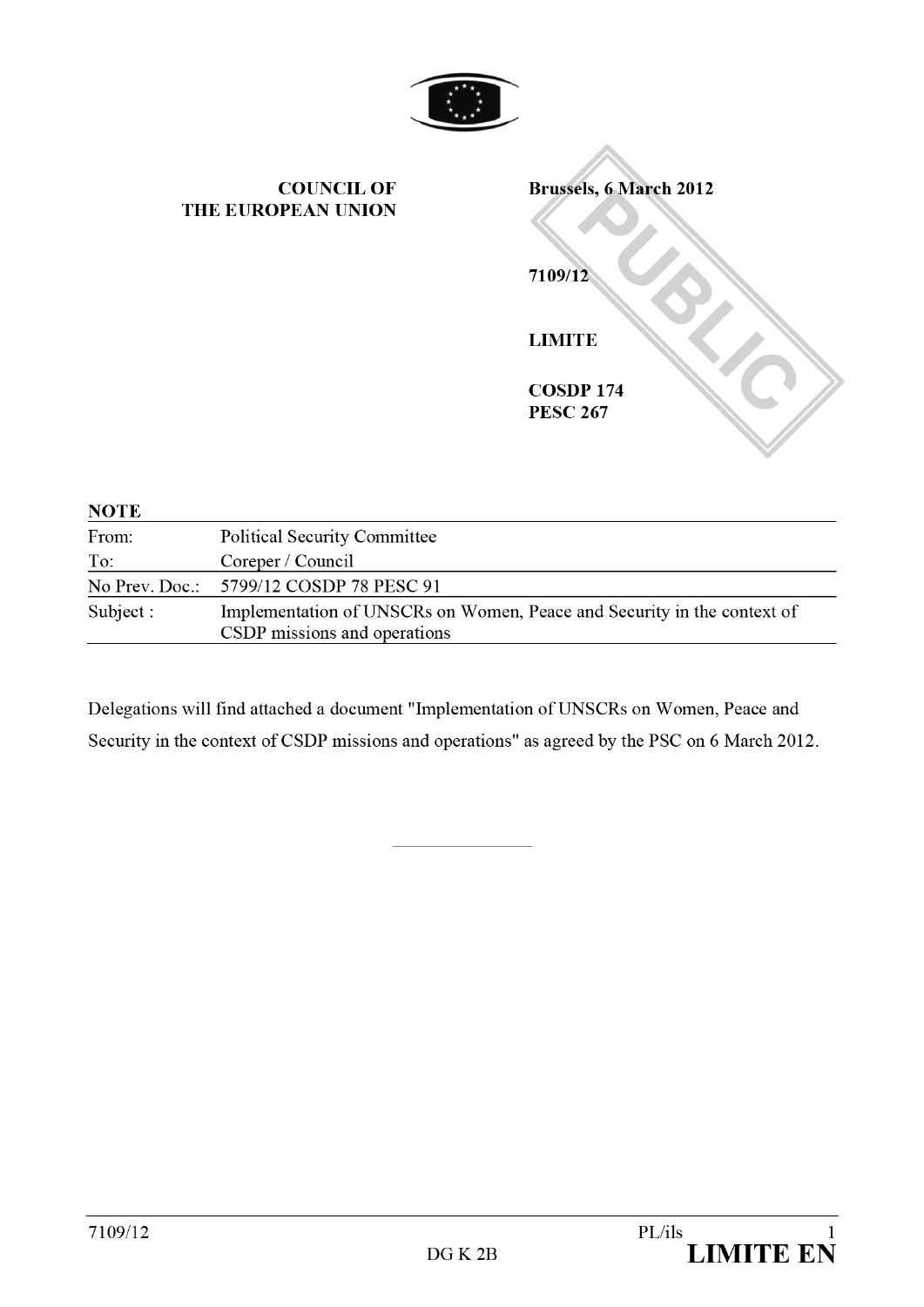**COUNCIL OF THE EUROPEAN UNION**

**Brussels, 6 March 2012**

**7109/12**

**LIMITE**

**COSDP 174**
**PESC 267**

PUBLIC

**NOTE**

| | |
|---|---|
| From: | Political Security Committee |
| To: | Coreper / Council |
| No Prev. Doc.: | 5799/12 COSDP 78 PESC 91 |
| Subject : | Implementation of UNSCRs on Women, Peace and Security in the context of CSDP missions and operations |

Delegations will find attached a document "Implementation of UNSCRs on Women, Peace and Security in the context of CSDP missions and operations" as agreed by the PSC on 6 March 2012.

---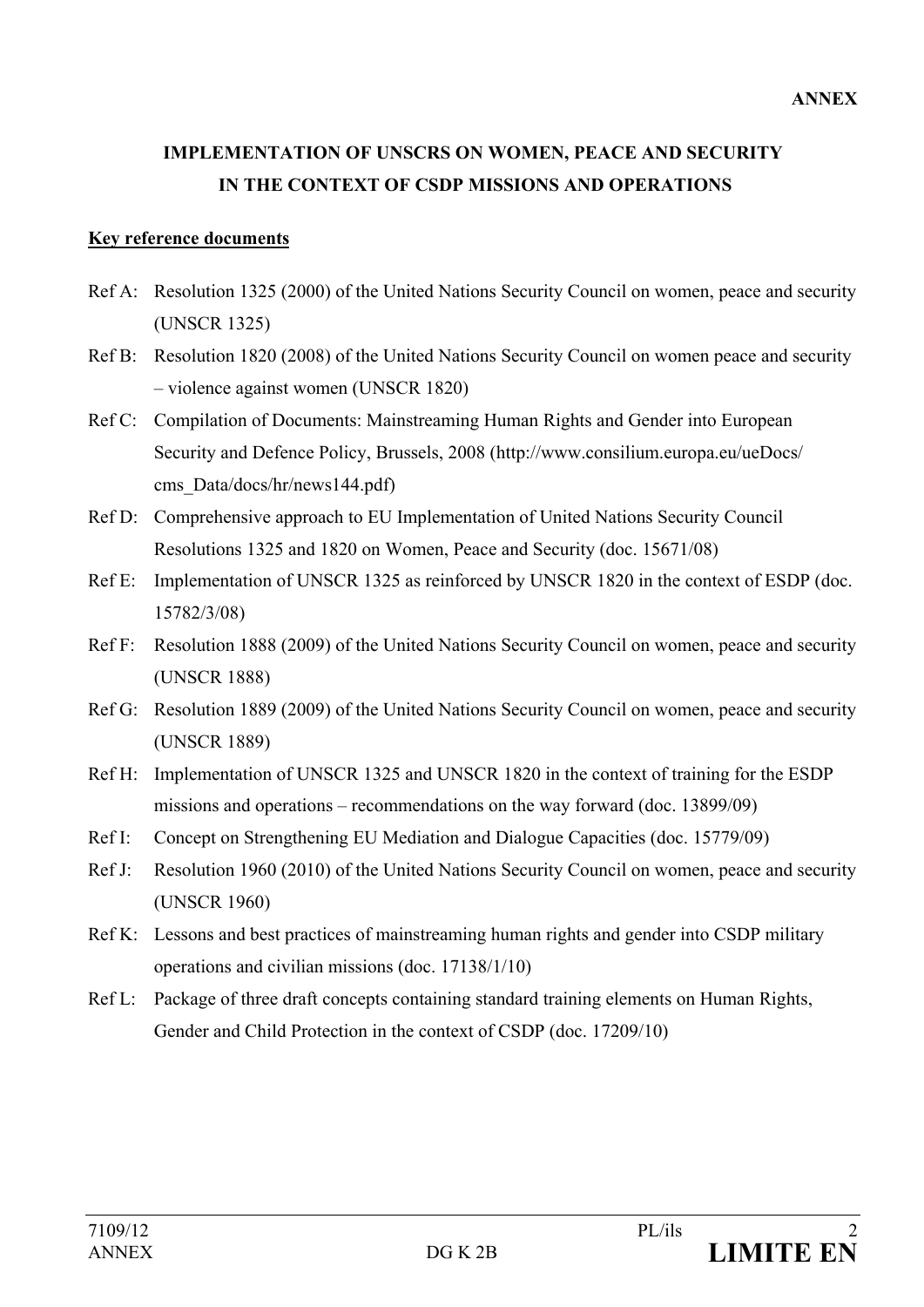**ANNEX**

# IMPLEMENTATION OF UNSCRS ON WOMEN, PEACE AND SECURITY IN THE CONTEXT OF CSDP MISSIONS AND OPERATIONS

**Key reference documents**

Ref A: Resolution 1325 (2000) of the United Nations Security Council on women, peace and security (UNSCR 1325)

Ref B: Resolution 1820 (2008) of the United Nations Security Council on women peace and security – violence against women (UNSCR 1820)

Ref C: Compilation of Documents: Mainstreaming Human Rights and Gender into European Security and Defence Policy, Brussels, 2008 (http://www.consilium.europa.eu/ueDocs/cms_Data/docs/hr/news144.pdf)

Ref D: Comprehensive approach to EU Implementation of United Nations Security Council Resolutions 1325 and 1820 on Women, Peace and Security (doc. 15671/08)

Ref E: Implementation of UNSCR 1325 as reinforced by UNSCR 1820 in the context of ESDP (doc. 15782/3/08)

Ref F: Resolution 1888 (2009) of the United Nations Security Council on women, peace and security (UNSCR 1888)

Ref G: Resolution 1889 (2009) of the United Nations Security Council on women, peace and security (UNSCR 1889)

Ref H: Implementation of UNSCR 1325 and UNSCR 1820 in the context of training for the ESDP missions and operations – recommendations on the way forward (doc. 13899/09)

Ref I: Concept on Strengthening EU Mediation and Dialogue Capacities (doc. 15779/09)

Ref J: Resolution 1960 (2010) of the United Nations Security Council on women, peace and security (UNSCR 1960)

Ref K: Lessons and best practices of mainstreaming human rights and gender into CSDP military operations and civilian missions (doc. 17138/1/10)

Ref L: Package of three draft concepts containing standard training elements on Human Rights, Gender and Child Protection in the context of CSDP (doc. 17209/10)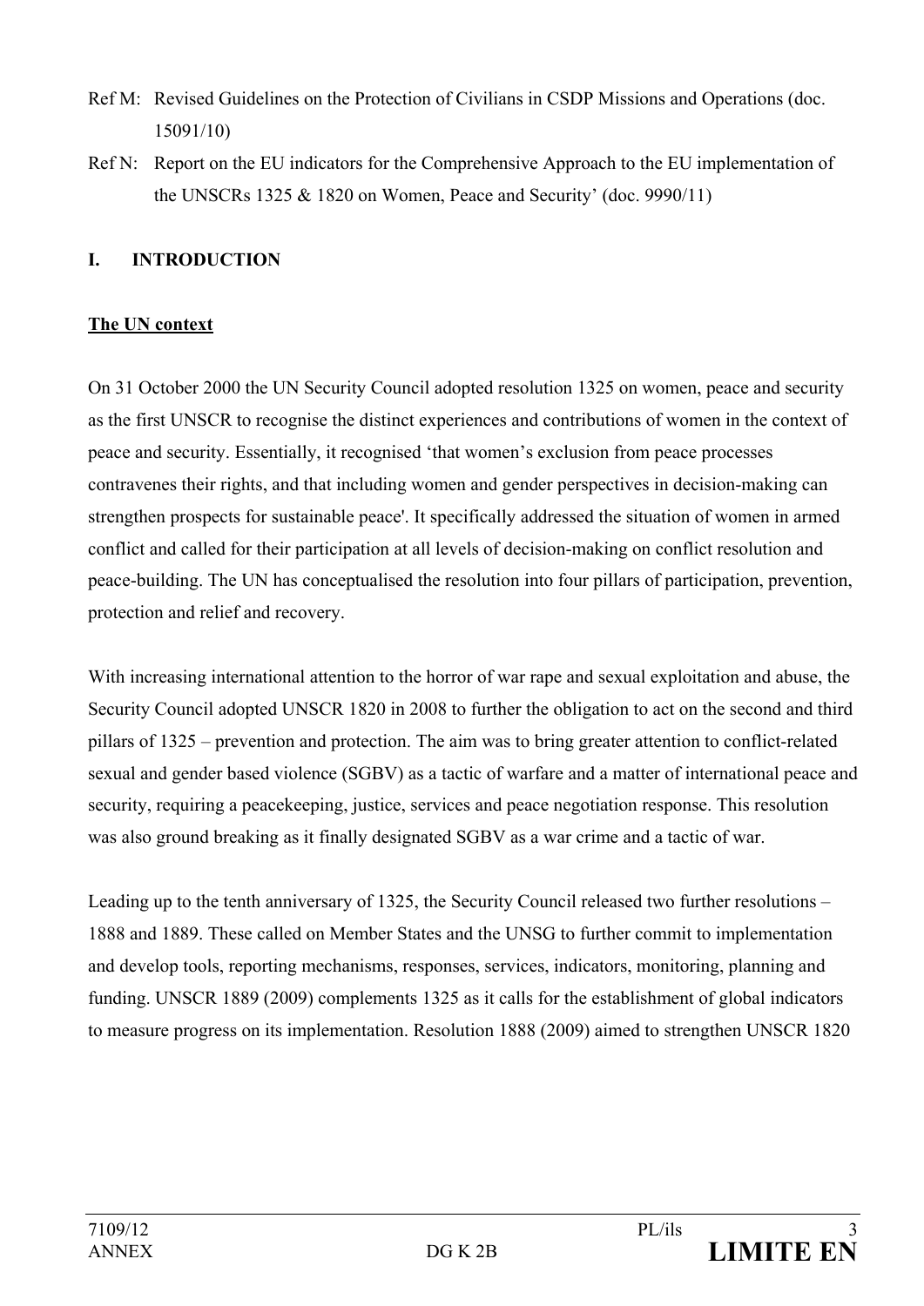Ref M: Revised Guidelines on the Protection of Civilians in CSDP Missions and Operations (doc. 15091/10)

Ref N: Report on the EU indicators for the Comprehensive Approach to the EU implementation of the UNSCRs 1325 & 1820 on Women, Peace and Security' (doc. 9990/11)

## I. INTRODUCTION

**The UN context**

On 31 October 2000 the UN Security Council adopted resolution 1325 on women, peace and security as the first UNSCR to recognise the distinct experiences and contributions of women in the context of peace and security. Essentially, it recognised 'that women's exclusion from peace processes contravenes their rights, and that including women and gender perspectives in decision-making can strengthen prospects for sustainable peace'. It specifically addressed the situation of women in armed conflict and called for their participation at all levels of decision-making on conflict resolution and peace-building. The UN has conceptualised the resolution into four pillars of participation, prevention, protection and relief and recovery.

With increasing international attention to the horror of war rape and sexual exploitation and abuse, the Security Council adopted UNSCR 1820 in 2008 to further the obligation to act on the second and third pillars of 1325 – prevention and protection. The aim was to bring greater attention to conflict-related sexual and gender based violence (SGBV) as a tactic of warfare and a matter of international peace and security, requiring a peacekeeping, justice, services and peace negotiation response. This resolution was also ground breaking as it finally designated SGBV as a war crime and a tactic of war.

Leading up to the tenth anniversary of 1325, the Security Council released two further resolutions – 1888 and 1889. These called on Member States and the UNSG to further commit to implementation and develop tools, reporting mechanisms, responses, services, indicators, monitoring, planning and funding. UNSCR 1889 (2009) complements 1325 as it calls for the establishment of global indicators to measure progress on its implementation. Resolution 1888 (2009) aimed to strengthen UNSCR 1820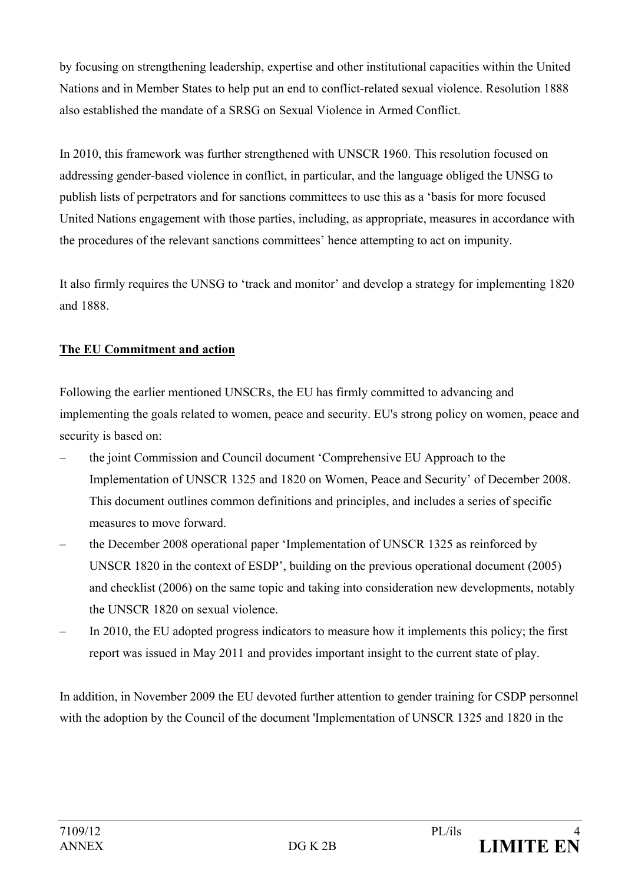by focusing on strengthening leadership, expertise and other institutional capacities within the United Nations and in Member States to help put an end to conflict-related sexual violence. Resolution 1888 also established the mandate of a SRSG on Sexual Violence in Armed Conflict.

In 2010, this framework was further strengthened with UNSCR 1960. This resolution focused on addressing gender-based violence in conflict, in particular, and the language obliged the UNSG to publish lists of perpetrators and for sanctions committees to use this as a 'basis for more focused United Nations engagement with those parties, including, as appropriate, measures in accordance with the procedures of the relevant sanctions committees' hence attempting to act on impunity.

It also firmly requires the UNSG to 'track and monitor' and develop a strategy for implementing 1820 and 1888.

**The EU Commitment and action**

Following the earlier mentioned UNSCRs, the EU has firmly committed to advancing and implementing the goals related to women, peace and security. EU's strong policy on women, peace and security is based on:

– the joint Commission and Council document 'Comprehensive EU Approach to the Implementation of UNSCR 1325 and 1820 on Women, Peace and Security' of December 2008. This document outlines common definitions and principles, and includes a series of specific measures to move forward.
– the December 2008 operational paper 'Implementation of UNSCR 1325 as reinforced by UNSCR 1820 in the context of ESDP', building on the previous operational document (2005) and checklist (2006) on the same topic and taking into consideration new developments, notably the UNSCR 1820 on sexual violence.
– In 2010, the EU adopted progress indicators to measure how it implements this policy; the first report was issued in May 2011 and provides important insight to the current state of play.

In addition, in November 2009 the EU devoted further attention to gender training for CSDP personnel with the adoption by the Council of the document 'Implementation of UNSCR 1325 and 1820 in the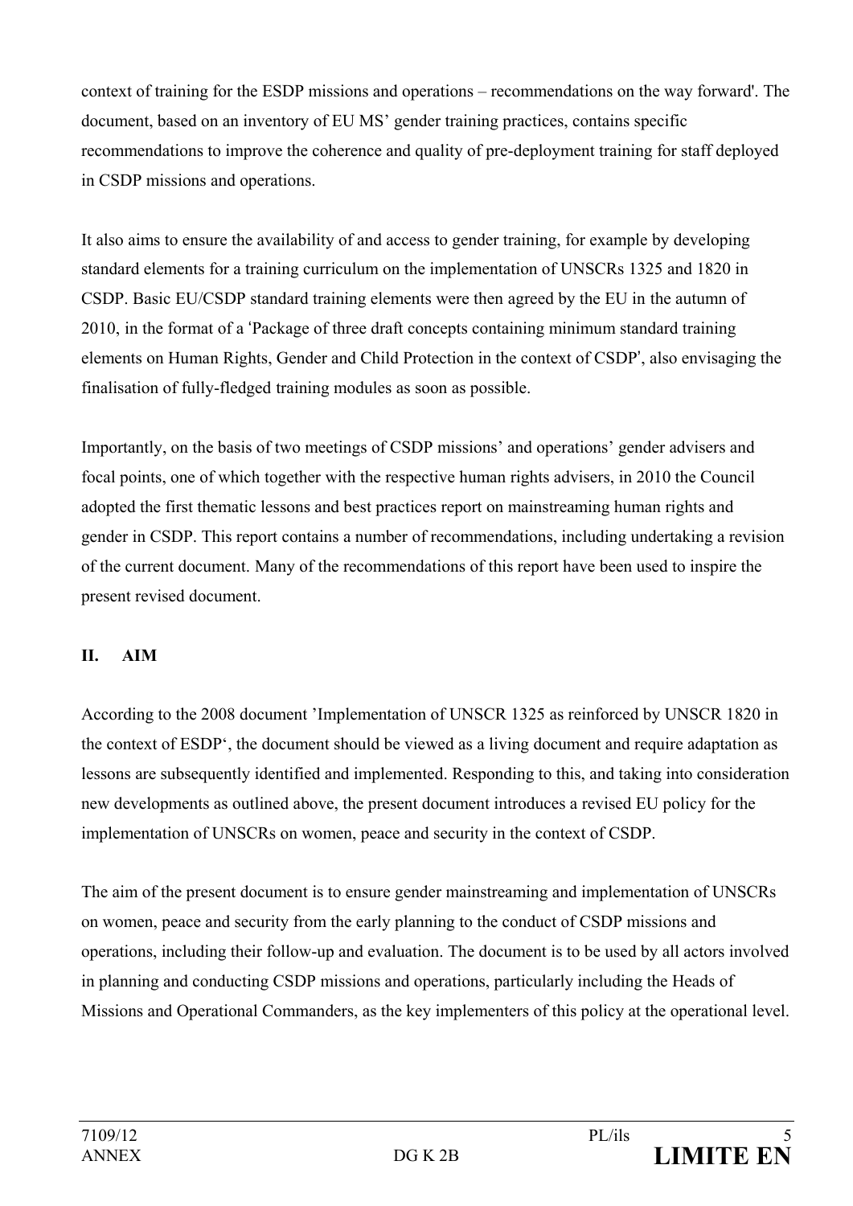context of training for the ESDP missions and operations – recommendations on the way forward'. The document, based on an inventory of EU MS' gender training practices, contains specific recommendations to improve the coherence and quality of pre-deployment training for staff deployed in CSDP missions and operations.

It also aims to ensure the availability of and access to gender training, for example by developing standard elements for a training curriculum on the implementation of UNSCRs 1325 and 1820 in CSDP. Basic EU/CSDP standard training elements were then agreed by the EU in the autumn of 2010, in the format of a 'Package of three draft concepts containing minimum standard training elements on Human Rights, Gender and Child Protection in the context of CSDP', also envisaging the finalisation of fully-fledged training modules as soon as possible.

Importantly, on the basis of two meetings of CSDP missions' and operations' gender advisers and focal points, one of which together with the respective human rights advisers, in 2010 the Council adopted the first thematic lessons and best practices report on mainstreaming human rights and gender in CSDP. This report contains a number of recommendations, including undertaking a revision of the current document. Many of the recommendations of this report have been used to inspire the present revised document.

## II. AIM

According to the 2008 document 'Implementation of UNSCR 1325 as reinforced by UNSCR 1820 in the context of ESDP', the document should be viewed as a living document and require adaptation as lessons are subsequently identified and implemented. Responding to this, and taking into consideration new developments as outlined above, the present document introduces a revised EU policy for the implementation of UNSCRs on women, peace and security in the context of CSDP.

The aim of the present document is to ensure gender mainstreaming and implementation of UNSCRs on women, peace and security from the early planning to the conduct of CSDP missions and operations, including their follow-up and evaluation. The document is to be used by all actors involved in planning and conducting CSDP missions and operations, particularly including the Heads of Missions and Operational Commanders, as the key implementers of this policy at the operational level.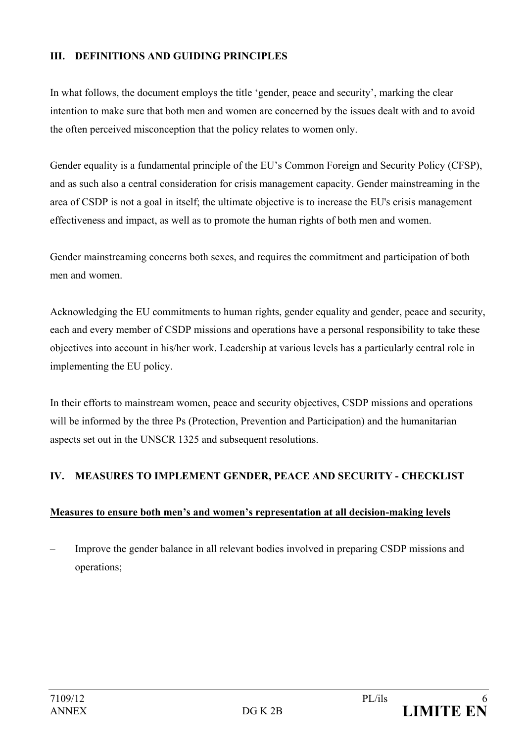## III. DEFINITIONS AND GUIDING PRINCIPLES

In what follows, the document employs the title 'gender, peace and security', marking the clear intention to make sure that both men and women are concerned by the issues dealt with and to avoid the often perceived misconception that the policy relates to women only.

Gender equality is a fundamental principle of the EU's Common Foreign and Security Policy (CFSP), and as such also a central consideration for crisis management capacity. Gender mainstreaming in the area of CSDP is not a goal in itself; the ultimate objective is to increase the EU's crisis management effectiveness and impact, as well as to promote the human rights of both men and women.

Gender mainstreaming concerns both sexes, and requires the commitment and participation of both men and women.

Acknowledging the EU commitments to human rights, gender equality and gender, peace and security, each and every member of CSDP missions and operations have a personal responsibility to take these objectives into account in his/her work. Leadership at various levels has a particularly central role in implementing the EU policy.

In their efforts to mainstream women, peace and security objectives, CSDP missions and operations will be informed by the three Ps (Protection, Prevention and Participation) and the humanitarian aspects set out in the UNSCR 1325 and subsequent resolutions.

## IV. MEASURES TO IMPLEMENT GENDER, PEACE AND SECURITY - CHECKLIST

**Measures to ensure both men's and women's representation at all decision-making levels**

– Improve the gender balance in all relevant bodies involved in preparing CSDP missions and operations;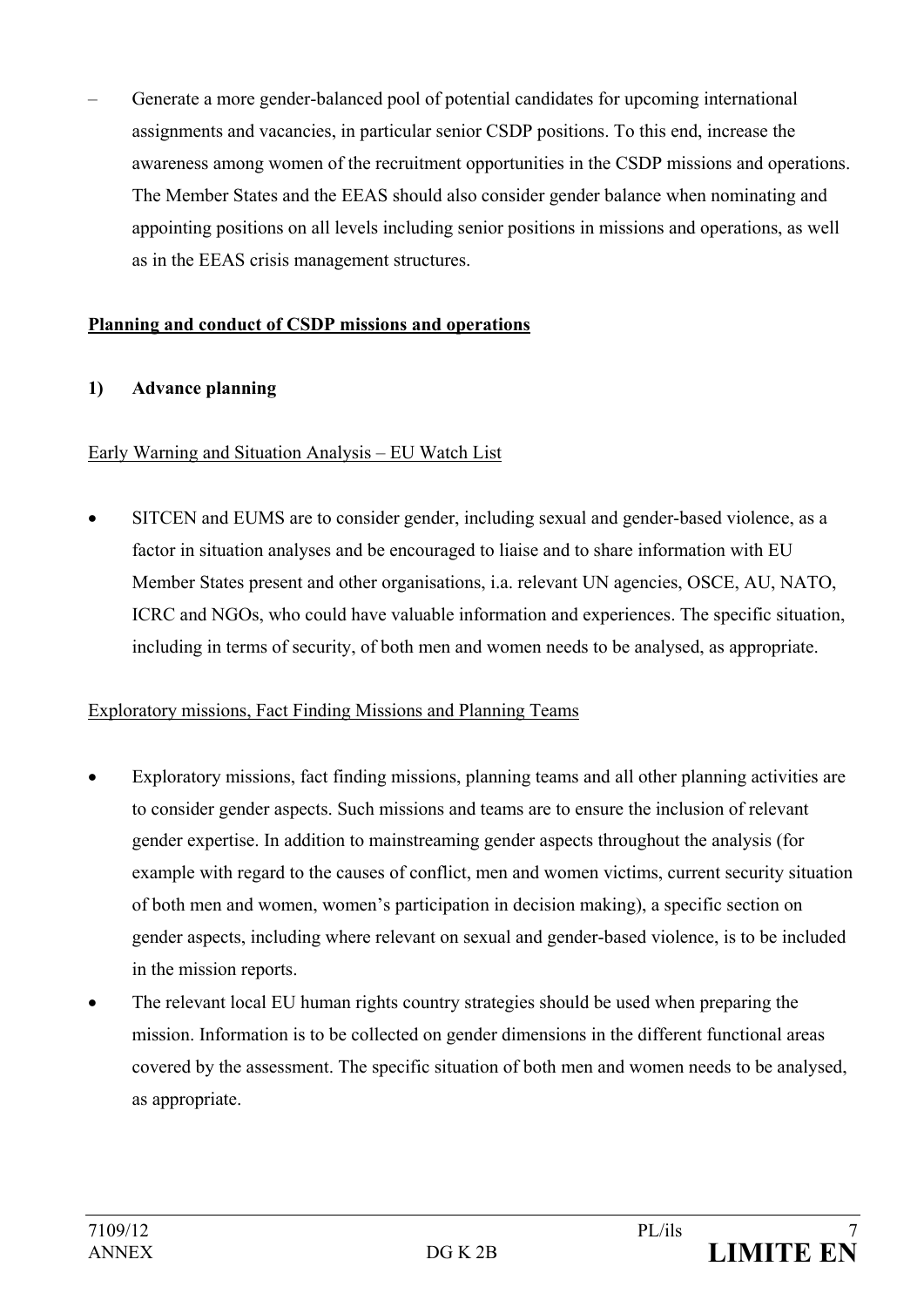– Generate a more gender-balanced pool of potential candidates for upcoming international assignments and vacancies, in particular senior CSDP positions. To this end, increase the awareness among women of the recruitment opportunities in the CSDP missions and operations. The Member States and the EEAS should also consider gender balance when nominating and appointing positions on all levels including senior positions in missions and operations, as well as in the EEAS crisis management structures.

**Planning and conduct of CSDP missions and operations**

**1) Advance planning**

Early Warning and Situation Analysis – EU Watch List

- SITCEN and EUMS are to consider gender, including sexual and gender-based violence, as a factor in situation analyses and be encouraged to liaise and to share information with EU Member States present and other organisations, i.a. relevant UN agencies, OSCE, AU, NATO, ICRC and NGOs, who could have valuable information and experiences. The specific situation, including in terms of security, of both men and women needs to be analysed, as appropriate.

Exploratory missions, Fact Finding Missions and Planning Teams

- Exploratory missions, fact finding missions, planning teams and all other planning activities are to consider gender aspects. Such missions and teams are to ensure the inclusion of relevant gender expertise. In addition to mainstreaming gender aspects throughout the analysis (for example with regard to the causes of conflict, men and women victims, current security situation of both men and women, women's participation in decision making), a specific section on gender aspects, including where relevant on sexual and gender-based violence, is to be included in the mission reports.
- The relevant local EU human rights country strategies should be used when preparing the mission. Information is to be collected on gender dimensions in the different functional areas covered by the assessment. The specific situation of both men and women needs to be analysed, as appropriate.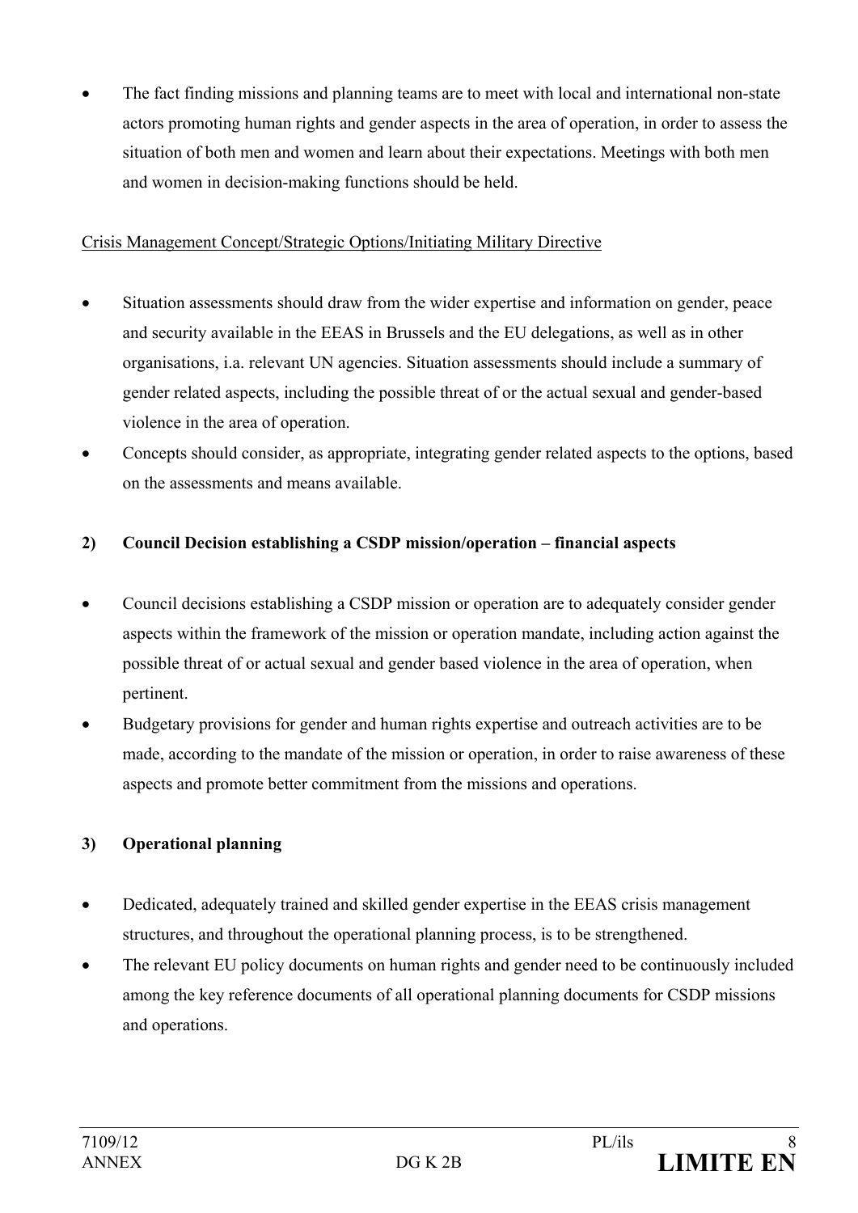- The fact finding missions and planning teams are to meet with local and international non-state actors promoting human rights and gender aspects in the area of operation, in order to assess the situation of both men and women and learn about their expectations. Meetings with both men and women in decision-making functions should be held.

<u>Crisis Management Concept/Strategic Options/Initiating Military Directive</u>

- Situation assessments should draw from the wider expertise and information on gender, peace and security available in the EEAS in Brussels and the EU delegations, as well as in other organisations, i.a. relevant UN agencies. Situation assessments should include a summary of gender related aspects, including the possible threat of or the actual sexual and gender-based violence in the area of operation.
- Concepts should consider, as appropriate, integrating gender related aspects to the options, based on the assessments and means available.

**2) Council Decision establishing a CSDP mission/operation – financial aspects**

- Council decisions establishing a CSDP mission or operation are to adequately consider gender aspects within the framework of the mission or operation mandate, including action against the possible threat of or actual sexual and gender based violence in the area of operation, when pertinent.
- Budgetary provisions for gender and human rights expertise and outreach activities are to be made, according to the mandate of the mission or operation, in order to raise awareness of these aspects and promote better commitment from the missions and operations.

**3) Operational planning**

- Dedicated, adequately trained and skilled gender expertise in the EEAS crisis management structures, and throughout the operational planning process, is to be strengthened.
- The relevant EU policy documents on human rights and gender need to be continuously included among the key reference documents of all operational planning documents for CSDP missions and operations.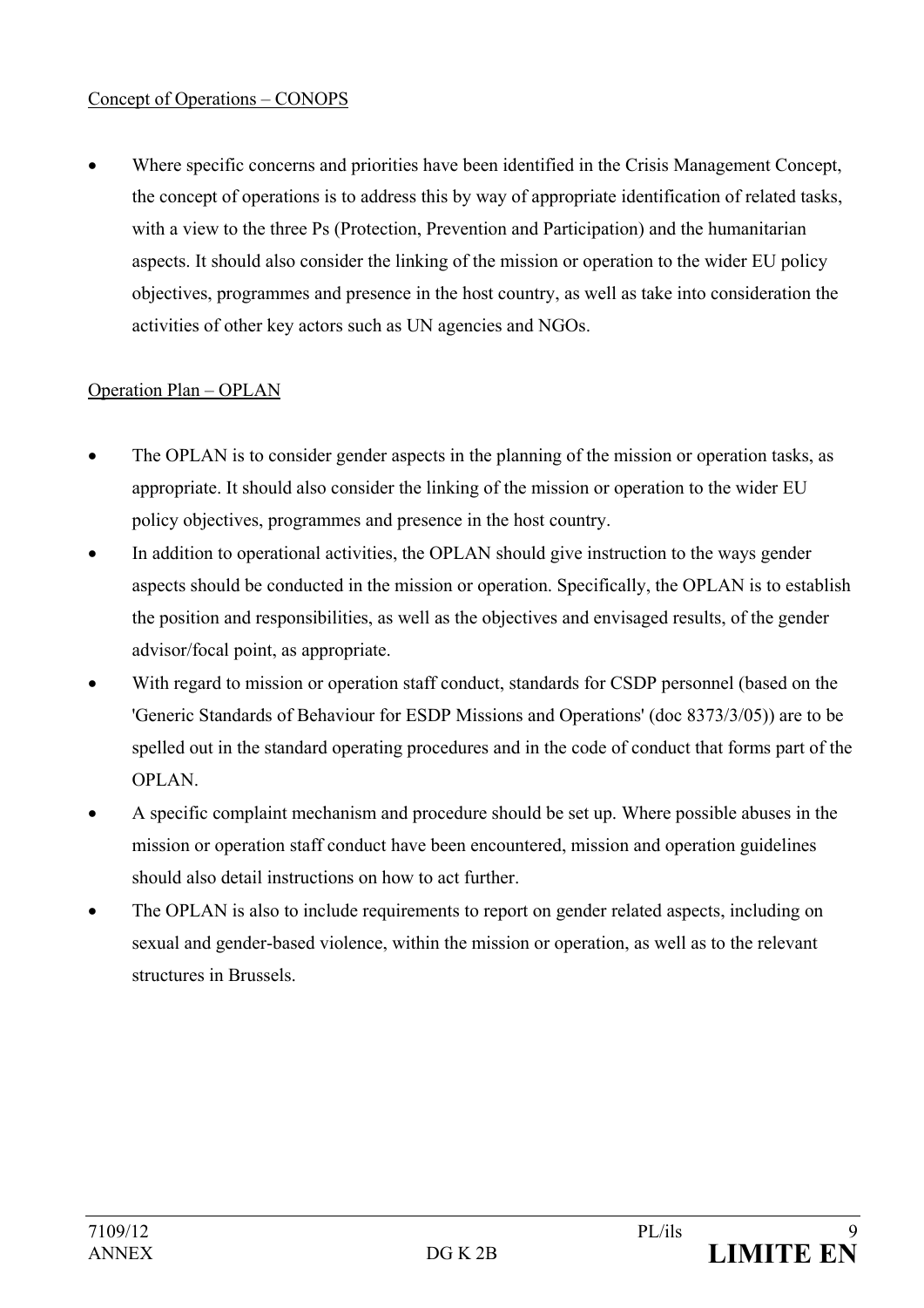Concept of Operations – CONOPS

- Where specific concerns and priorities have been identified in the Crisis Management Concept, the concept of operations is to address this by way of appropriate identification of related tasks, with a view to the three Ps (Protection, Prevention and Participation) and the humanitarian aspects. It should also consider the linking of the mission or operation to the wider EU policy objectives, programmes and presence in the host country, as well as take into consideration the activities of other key actors such as UN agencies and NGOs.

Operation Plan – OPLAN

- The OPLAN is to consider gender aspects in the planning of the mission or operation tasks, as appropriate. It should also consider the linking of the mission or operation to the wider EU policy objectives, programmes and presence in the host country.
- In addition to operational activities, the OPLAN should give instruction to the ways gender aspects should be conducted in the mission or operation. Specifically, the OPLAN is to establish the position and responsibilities, as well as the objectives and envisaged results, of the gender advisor/focal point, as appropriate.
- With regard to mission or operation staff conduct, standards for CSDP personnel (based on the 'Generic Standards of Behaviour for ESDP Missions and Operations' (doc 8373/3/05)) are to be spelled out in the standard operating procedures and in the code of conduct that forms part of the OPLAN.
- A specific complaint mechanism and procedure should be set up. Where possible abuses in the mission or operation staff conduct have been encountered, mission and operation guidelines should also detail instructions on how to act further.
- The OPLAN is also to include requirements to report on gender related aspects, including on sexual and gender-based violence, within the mission or operation, as well as to the relevant structures in Brussels.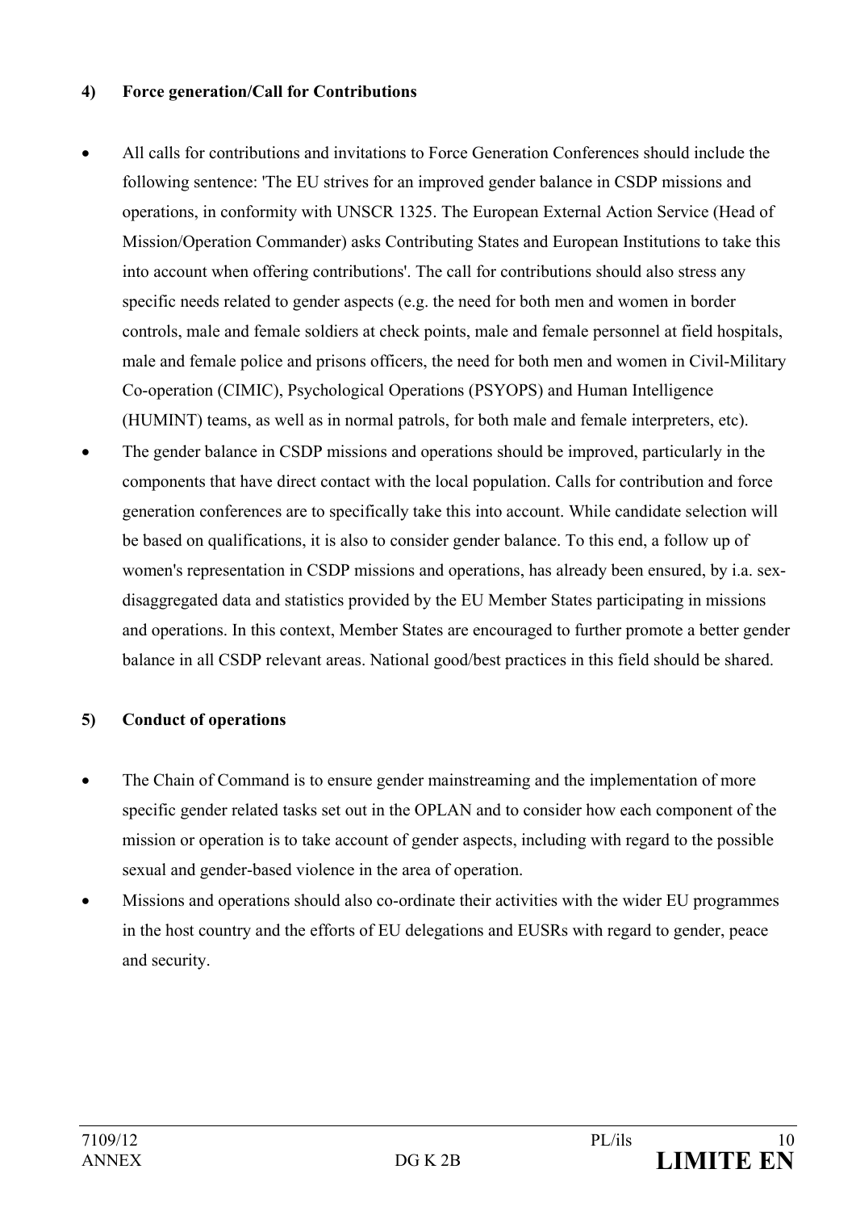**4) Force generation/Call for Contributions**

- All calls for contributions and invitations to Force Generation Conferences should include the following sentence: 'The EU strives for an improved gender balance in CSDP missions and operations, in conformity with UNSCR 1325. The European External Action Service (Head of Mission/Operation Commander) asks Contributing States and European Institutions to take this into account when offering contributions'. The call for contributions should also stress any specific needs related to gender aspects (e.g. the need for both men and women in border controls, male and female soldiers at check points, male and female personnel at field hospitals, male and female police and prisons officers, the need for both men and women in Civil-Military Co-operation (CIMIC), Psychological Operations (PSYOPS) and Human Intelligence (HUMINT) teams, as well as in normal patrols, for both male and female interpreters, etc).
- The gender balance in CSDP missions and operations should be improved, particularly in the components that have direct contact with the local population. Calls for contribution and force generation conferences are to specifically take this into account. While candidate selection will be based on qualifications, it is also to consider gender balance. To this end, a follow up of women's representation in CSDP missions and operations, has already been ensured, by i.a. sex-disaggregated data and statistics provided by the EU Member States participating in missions and operations. In this context, Member States are encouraged to further promote a better gender balance in all CSDP relevant areas. National good/best practices in this field should be shared.

**5) Conduct of operations**

- The Chain of Command is to ensure gender mainstreaming and the implementation of more specific gender related tasks set out in the OPLAN and to consider how each component of the mission or operation is to take account of gender aspects, including with regard to the possible sexual and gender-based violence in the area of operation.
- Missions and operations should also co-ordinate their activities with the wider EU programmes in the host country and the efforts of EU delegations and EUSRs with regard to gender, peace and security.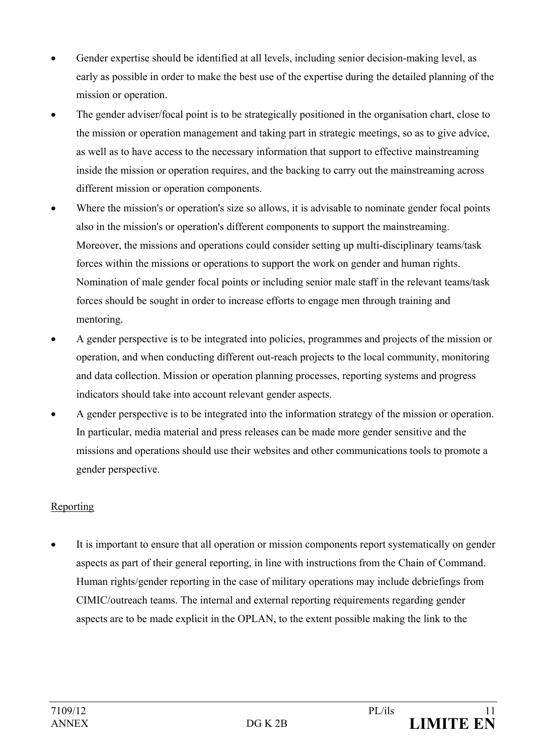- Gender expertise should be identified at all levels, including senior decision-making level, as early as possible in order to make the best use of the expertise during the detailed planning of the mission or operation.
- The gender adviser/focal point is to be strategically positioned in the organisation chart, close to the mission or operation management and taking part in strategic meetings, so as to give advice, as well as to have access to the necessary information that support to effective mainstreaming inside the mission or operation requires, and the backing to carry out the mainstreaming across different mission or operation components.
- Where the mission's or operation's size so allows, it is advisable to nominate gender focal points also in the mission's or operation's different components to support the mainstreaming. Moreover, the missions and operations could consider setting up multi-disciplinary teams/task forces within the missions or operations to support the work on gender and human rights. Nomination of male gender focal points or including senior male staff in the relevant teams/task forces should be sought in order to increase efforts to engage men through training and mentoring.
- A gender perspective is to be integrated into policies, programmes and projects of the mission or operation, and when conducting different out-reach projects to the local community, monitoring and data collection. Mission or operation planning processes, reporting systems and progress indicators should take into account relevant gender aspects.
- A gender perspective is to be integrated into the information strategy of the mission or operation. In particular, media material and press releases can be made more gender sensitive and the missions and operations should use their websites and other communications tools to promote a gender perspective.

Reporting

- It is important to ensure that all operation or mission components report systematically on gender aspects as part of their general reporting, in line with instructions from the Chain of Command. Human rights/gender reporting in the case of military operations may include debriefings from CIMIC/outreach teams. The internal and external reporting requirements regarding gender aspects are to be made explicit in the OPLAN, to the extent possible making the link to the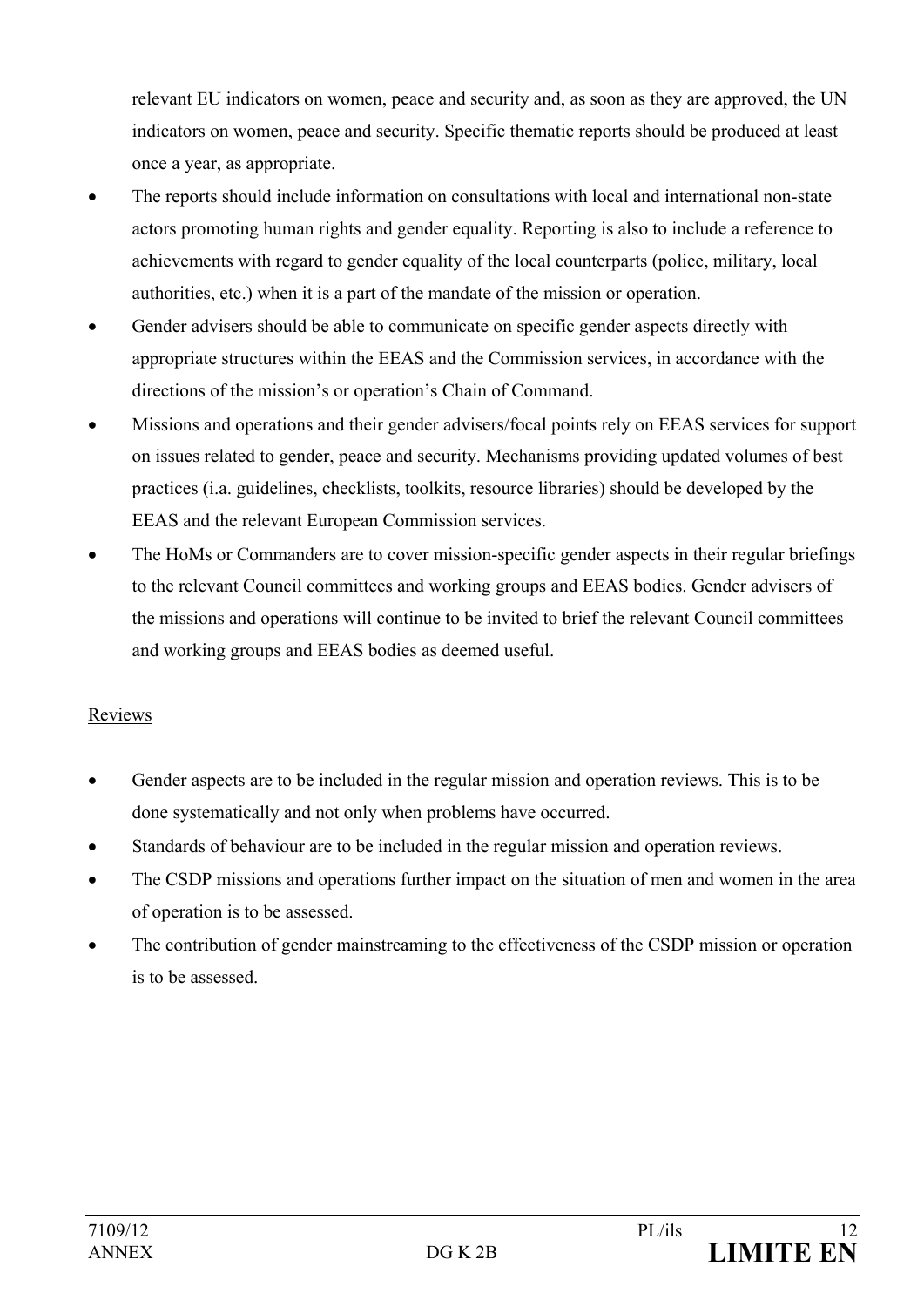relevant EU indicators on women, peace and security and, as soon as they are approved, the UN indicators on women, peace and security. Specific thematic reports should be produced at least once a year, as appropriate.

- The reports should include information on consultations with local and international non-state actors promoting human rights and gender equality. Reporting is also to include a reference to achievements with regard to gender equality of the local counterparts (police, military, local authorities, etc.) when it is a part of the mandate of the mission or operation.
- Gender advisers should be able to communicate on specific gender aspects directly with appropriate structures within the EEAS and the Commission services, in accordance with the directions of the mission's or operation's Chain of Command.
- Missions and operations and their gender advisers/focal points rely on EEAS services for support on issues related to gender, peace and security. Mechanisms providing updated volumes of best practices (i.a. guidelines, checklists, toolkits, resource libraries) should be developed by the EEAS and the relevant European Commission services.
- The HoMs or Commanders are to cover mission-specific gender aspects in their regular briefings to the relevant Council committees and working groups and EEAS bodies. Gender advisers of the missions and operations will continue to be invited to brief the relevant Council committees and working groups and EEAS bodies as deemed useful.

<u>Reviews</u>

- Gender aspects are to be included in the regular mission and operation reviews. This is to be done systematically and not only when problems have occurred.
- Standards of behaviour are to be included in the regular mission and operation reviews.
- The CSDP missions and operations further impact on the situation of men and women in the area of operation is to be assessed.
- The contribution of gender mainstreaming to the effectiveness of the CSDP mission or operation is to be assessed.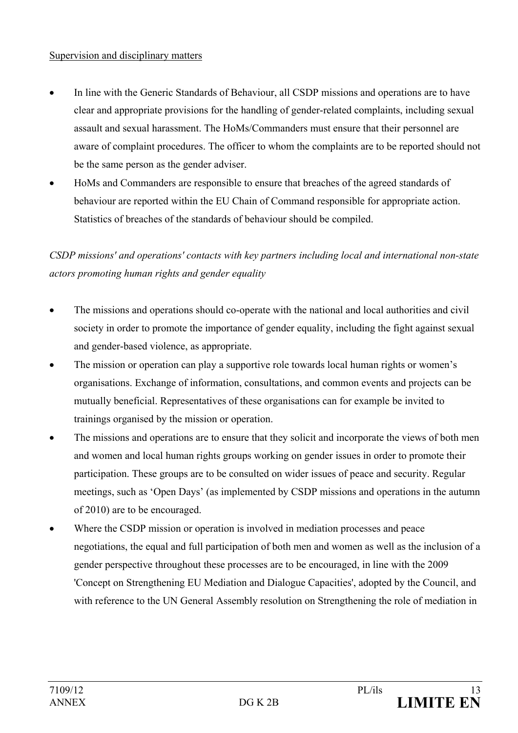<u>Supervision and disciplinary matters</u>

- In line with the Generic Standards of Behaviour, all CSDP missions and operations are to have clear and appropriate provisions for the handling of gender-related complaints, including sexual assault and sexual harassment. The HoMs/Commanders must ensure that their personnel are aware of complaint procedures. The officer to whom the complaints are to be reported should not be the same person as the gender adviser.
- HoMs and Commanders are responsible to ensure that breaches of the agreed standards of behaviour are reported within the EU Chain of Command responsible for appropriate action. Statistics of breaches of the standards of behaviour should be compiled.

*CSDP missions' and operations' contacts with key partners including local and international non-state actors promoting human rights and gender equality*

- The missions and operations should co-operate with the national and local authorities and civil society in order to promote the importance of gender equality, including the fight against sexual and gender-based violence, as appropriate.
- The mission or operation can play a supportive role towards local human rights or women's organisations. Exchange of information, consultations, and common events and projects can be mutually beneficial. Representatives of these organisations can for example be invited to trainings organised by the mission or operation.
- The missions and operations are to ensure that they solicit and incorporate the views of both men and women and local human rights groups working on gender issues in order to promote their participation. These groups are to be consulted on wider issues of peace and security. Regular meetings, such as 'Open Days' (as implemented by CSDP missions and operations in the autumn of 2010) are to be encouraged.
- Where the CSDP mission or operation is involved in mediation processes and peace negotiations, the equal and full participation of both men and women as well as the inclusion of a gender perspective throughout these processes are to be encouraged, in line with the 2009 'Concept on Strengthening EU Mediation and Dialogue Capacities', adopted by the Council, and with reference to the UN General Assembly resolution on Strengthening the role of mediation in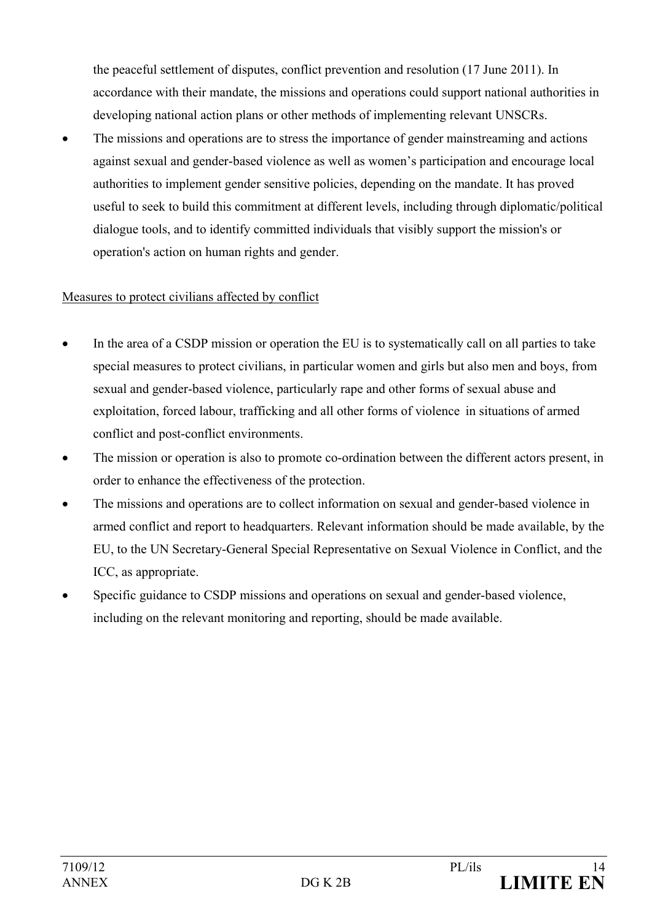the peaceful settlement of disputes, conflict prevention and resolution (17 June 2011). In accordance with their mandate, the missions and operations could support national authorities in developing national action plans or other methods of implementing relevant UNSCRs.

- The missions and operations are to stress the importance of gender mainstreaming and actions against sexual and gender-based violence as well as women's participation and encourage local authorities to implement gender sensitive policies, depending on the mandate. It has proved useful to seek to build this commitment at different levels, including through diplomatic/political dialogue tools, and to identify committed individuals that visibly support the mission's or operation's action on human rights and gender.

Measures to protect civilians affected by conflict

- In the area of a CSDP mission or operation the EU is to systematically call on all parties to take special measures to protect civilians, in particular women and girls but also men and boys, from sexual and gender-based violence, particularly rape and other forms of sexual abuse and exploitation, forced labour, trafficking and all other forms of violence in situations of armed conflict and post-conflict environments.
- The mission or operation is also to promote co-ordination between the different actors present, in order to enhance the effectiveness of the protection.
- The missions and operations are to collect information on sexual and gender-based violence in armed conflict and report to headquarters. Relevant information should be made available, by the EU, to the UN Secretary-General Special Representative on Sexual Violence in Conflict, and the ICC, as appropriate.
- Specific guidance to CSDP missions and operations on sexual and gender-based violence, including on the relevant monitoring and reporting, should be made available.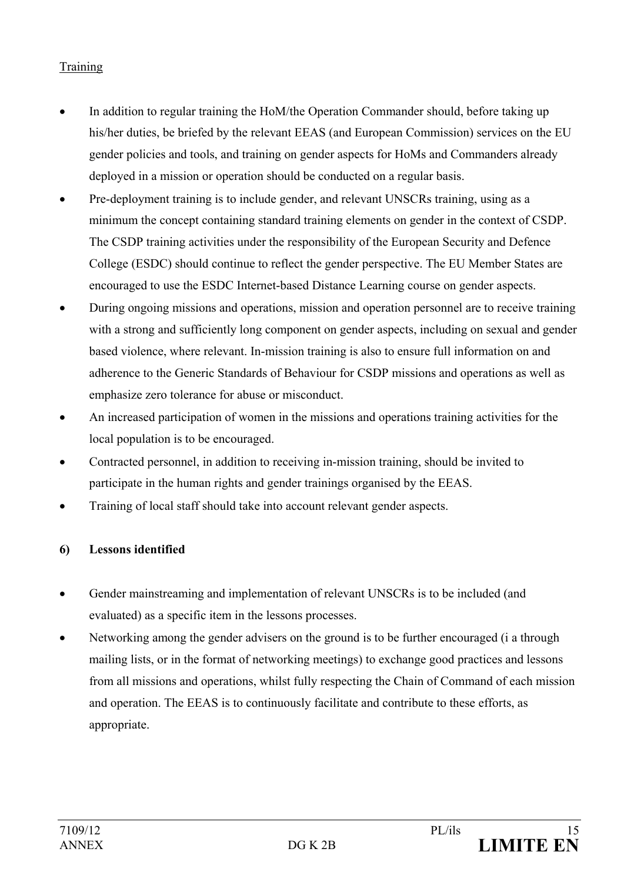Training

- In addition to regular training the HoM/the Operation Commander should, before taking up his/her duties, be briefed by the relevant EEAS (and European Commission) services on the EU gender policies and tools, and training on gender aspects for HoMs and Commanders already deployed in a mission or operation should be conducted on a regular basis.
- Pre-deployment training is to include gender, and relevant UNSCRs training, using as a minimum the concept containing standard training elements on gender in the context of CSDP. The CSDP training activities under the responsibility of the European Security and Defence College (ESDC) should continue to reflect the gender perspective. The EU Member States are encouraged to use the ESDC Internet-based Distance Learning course on gender aspects.
- During ongoing missions and operations, mission and operation personnel are to receive training with a strong and sufficiently long component on gender aspects, including on sexual and gender based violence, where relevant. In-mission training is also to ensure full information on and adherence to the Generic Standards of Behaviour for CSDP missions and operations as well as emphasize zero tolerance for abuse or misconduct.
- An increased participation of women in the missions and operations training activities for the local population is to be encouraged.
- Contracted personnel, in addition to receiving in-mission training, should be invited to participate in the human rights and gender trainings organised by the EEAS.
- Training of local staff should take into account relevant gender aspects.

**6) Lessons identified**

- Gender mainstreaming and implementation of relevant UNSCRs is to be included (and evaluated) as a specific item in the lessons processes.
- Networking among the gender advisers on the ground is to be further encouraged (i a through mailing lists, or in the format of networking meetings) to exchange good practices and lessons from all missions and operations, whilst fully respecting the Chain of Command of each mission and operation. The EEAS is to continuously facilitate and contribute to these efforts, as appropriate.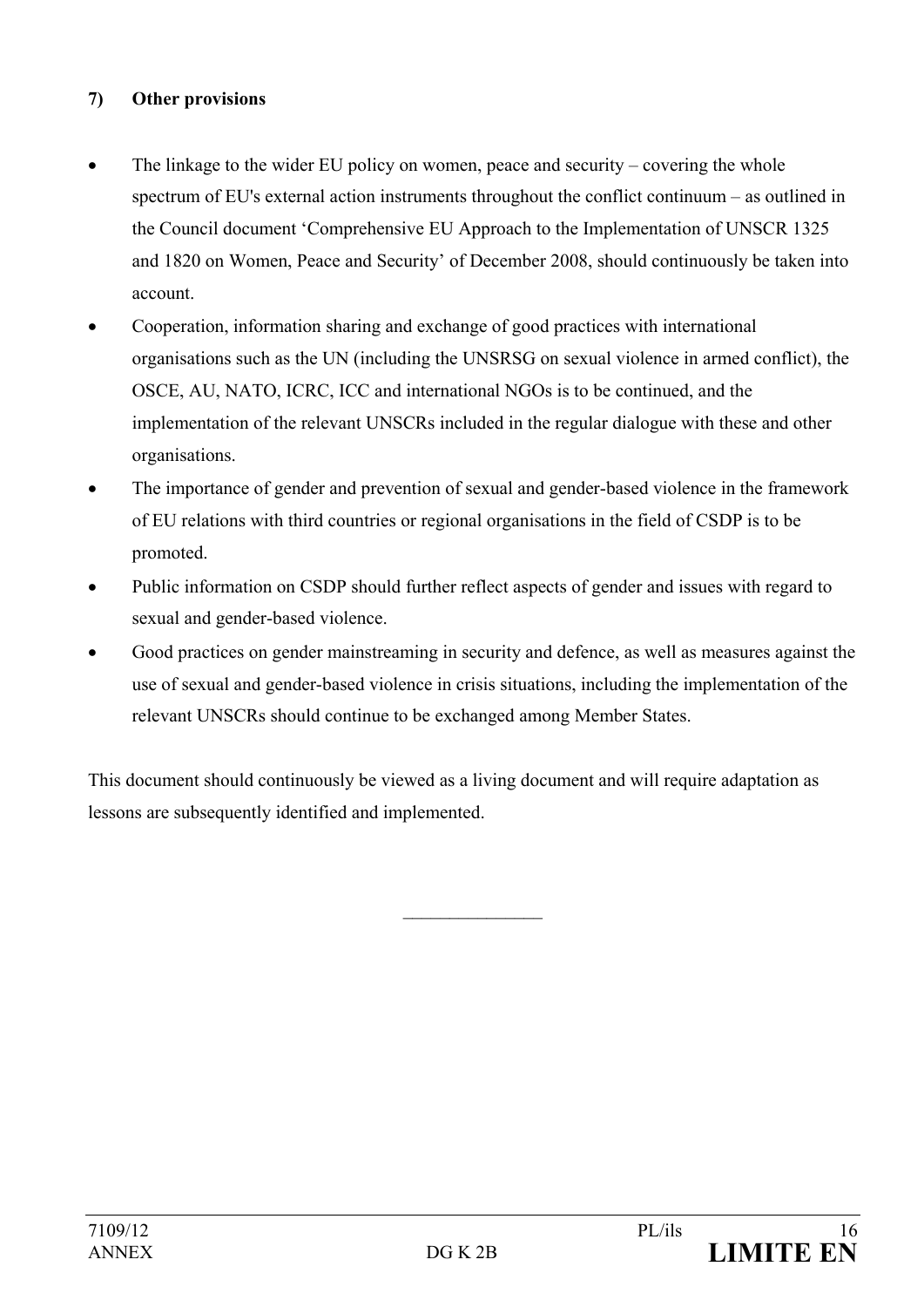### 7) Other provisions

- The linkage to the wider EU policy on women, peace and security – covering the whole spectrum of EU's external action instruments throughout the conflict continuum – as outlined in the Council document 'Comprehensive EU Approach to the Implementation of UNSCR 1325 and 1820 on Women, Peace and Security' of December 2008, should continuously be taken into account.
- Cooperation, information sharing and exchange of good practices with international organisations such as the UN (including the UNSRSG on sexual violence in armed conflict), the OSCE, AU, NATO, ICRC, ICC and international NGOs is to be continued, and the implementation of the relevant UNSCRs included in the regular dialogue with these and other organisations.
- The importance of gender and prevention of sexual and gender-based violence in the framework of EU relations with third countries or regional organisations in the field of CSDP is to be promoted.
- Public information on CSDP should further reflect aspects of gender and issues with regard to sexual and gender-based violence.
- Good practices on gender mainstreaming in security and defence, as well as measures against the use of sexual and gender-based violence in crisis situations, including the implementation of the relevant UNSCRs should continue to be exchanged among Member States.

This document should continuously be viewed as a living document and will require adaptation as lessons are subsequently identified and implemented.

\_\_\_\_\_\_\_\_\_\_\_\_\_\_\_\_